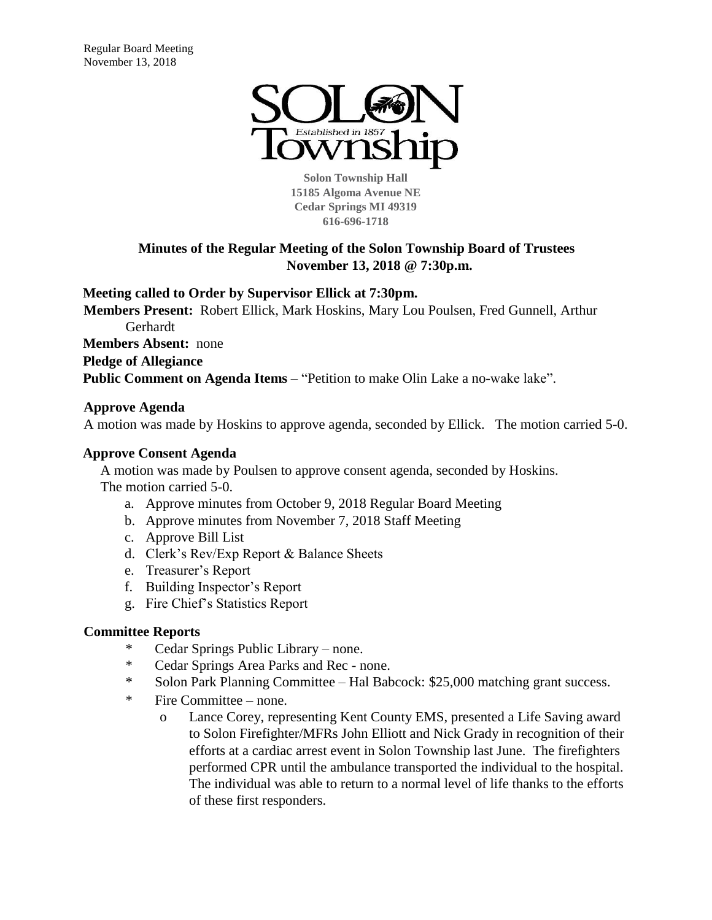Regular Board Meeting
November 13, 2018

SOLON Township
Established in 1857

**Solon Township Hall**
**15185 Algoma Avenue NE**
**Cedar Springs MI 49319**
**616-696-1718**

## Minutes of the Regular Meeting of the Solon Township Board of Trustees
## November 13, 2018 @ 7:30p.m.

**Meeting called to Order by Supervisor Ellick at 7:30pm.**

**Members Present:** Robert Ellick, Mark Hoskins, Mary Lou Poulsen, Fred Gunnell, Arthur Gerhardt

**Members Absent:** none

**Pledge of Allegiance**

**Public Comment on Agenda Items** – "Petition to make Olin Lake a no-wake lake".

### Approve Agenda

A motion was made by Hoskins to approve agenda, seconded by Ellick. The motion carried 5-0.

### Approve Consent Agenda

A motion was made by Poulsen to approve consent agenda, seconded by Hoskins. The motion carried 5-0.

a. Approve minutes from October 9, 2018 Regular Board Meeting
b. Approve minutes from November 7, 2018 Staff Meeting
c. Approve Bill List
d. Clerk's Rev/Exp Report & Balance Sheets
e. Treasurer's Report
f. Building Inspector's Report
g. Fire Chief's Statistics Report

### Committee Reports

- Cedar Springs Public Library – none.
- Cedar Springs Area Parks and Rec - none.
- Solon Park Planning Committee – Hal Babcock: $25,000 matching grant success.
- Fire Committee – none.
  - Lance Corey, representing Kent County EMS, presented a Life Saving award to Solon Firefighter/MFRs John Elliott and Nick Grady in recognition of their efforts at a cardiac arrest event in Solon Township last June. The firefighters performed CPR until the ambulance transported the individual to the hospital. The individual was able to return to a normal level of life thanks to the efforts of these first responders.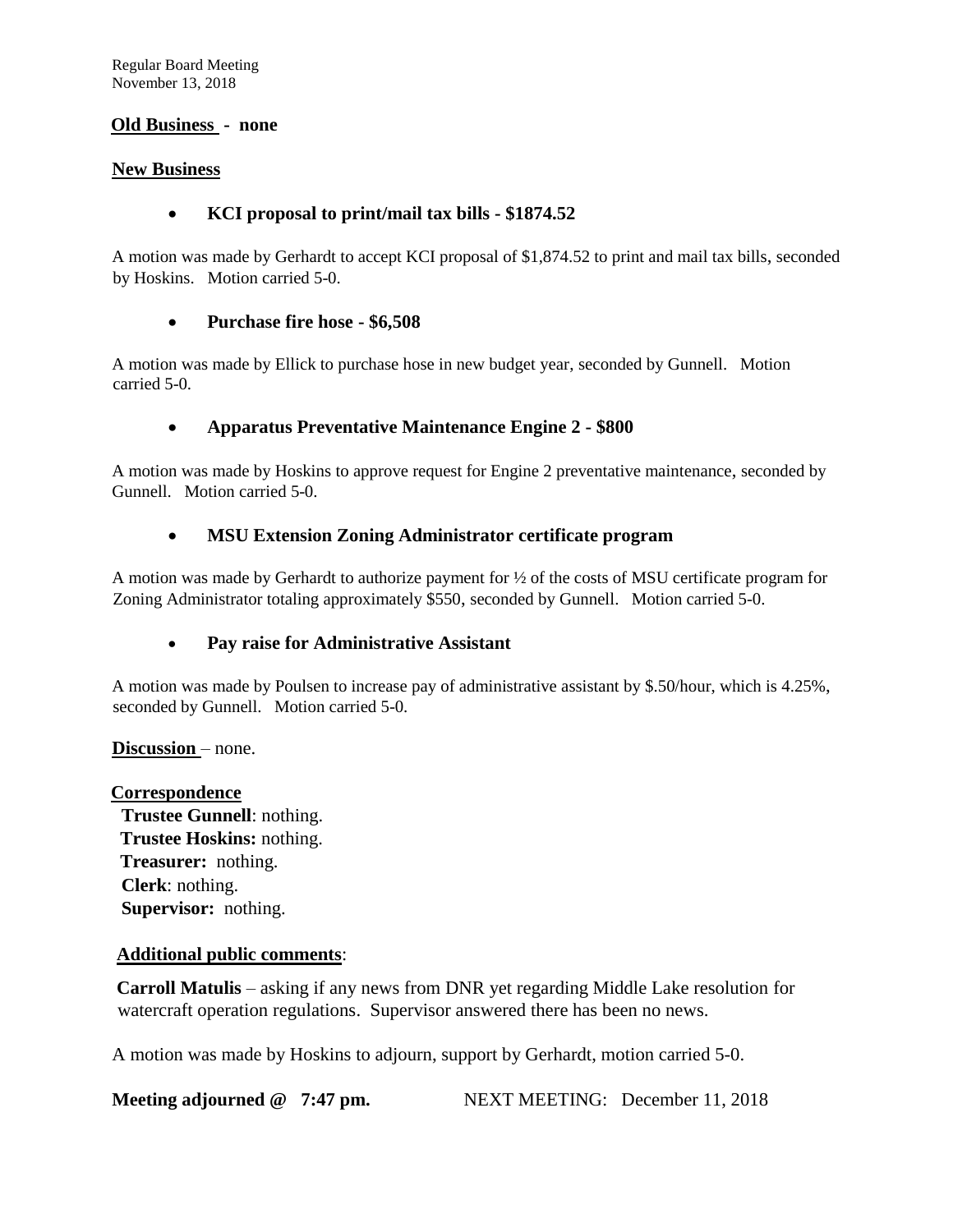**Old Business - none**

**New Business**

- **KCI proposal to print/mail tax bills - $1874.52**

A motion was made by Gerhardt to accept KCI proposal of $1,874.52 to print and mail tax bills, seconded by Hoskins. Motion carried 5-0.

- **Purchase fire hose - $6,508**

A motion was made by Ellick to purchase hose in new budget year, seconded by Gunnell. Motion carried 5-0.

- **Apparatus Preventative Maintenance Engine 2 - $800**

A motion was made by Hoskins to approve request for Engine 2 preventative maintenance, seconded by Gunnell. Motion carried 5-0.

- **MSU Extension Zoning Administrator certificate program**

A motion was made by Gerhardt to authorize payment for ½ of the costs of MSU certificate program for Zoning Administrator totaling approximately $550, seconded by Gunnell. Motion carried 5-0.

- **Pay raise for Administrative Assistant**

A motion was made by Poulsen to increase pay of administrative assistant by $.50/hour, which is 4.25%, seconded by Gunnell. Motion carried 5-0.

**Discussion** – none.

**Correspondence**

**Trustee Gunnell**: nothing.
**Trustee Hoskins:** nothing.
**Treasurer:** nothing.
**Clerk**: nothing.
**Supervisor:** nothing.

**Additional public comments**:

**Carroll Matulis** – asking if any news from DNR yet regarding Middle Lake resolution for watercraft operation regulations. Supervisor answered there has been no news.

A motion was made by Hoskins to adjourn, support by Gerhardt, motion carried 5-0.

**Meeting adjourned @ 7:47 pm.** NEXT MEETING: December 11, 2018